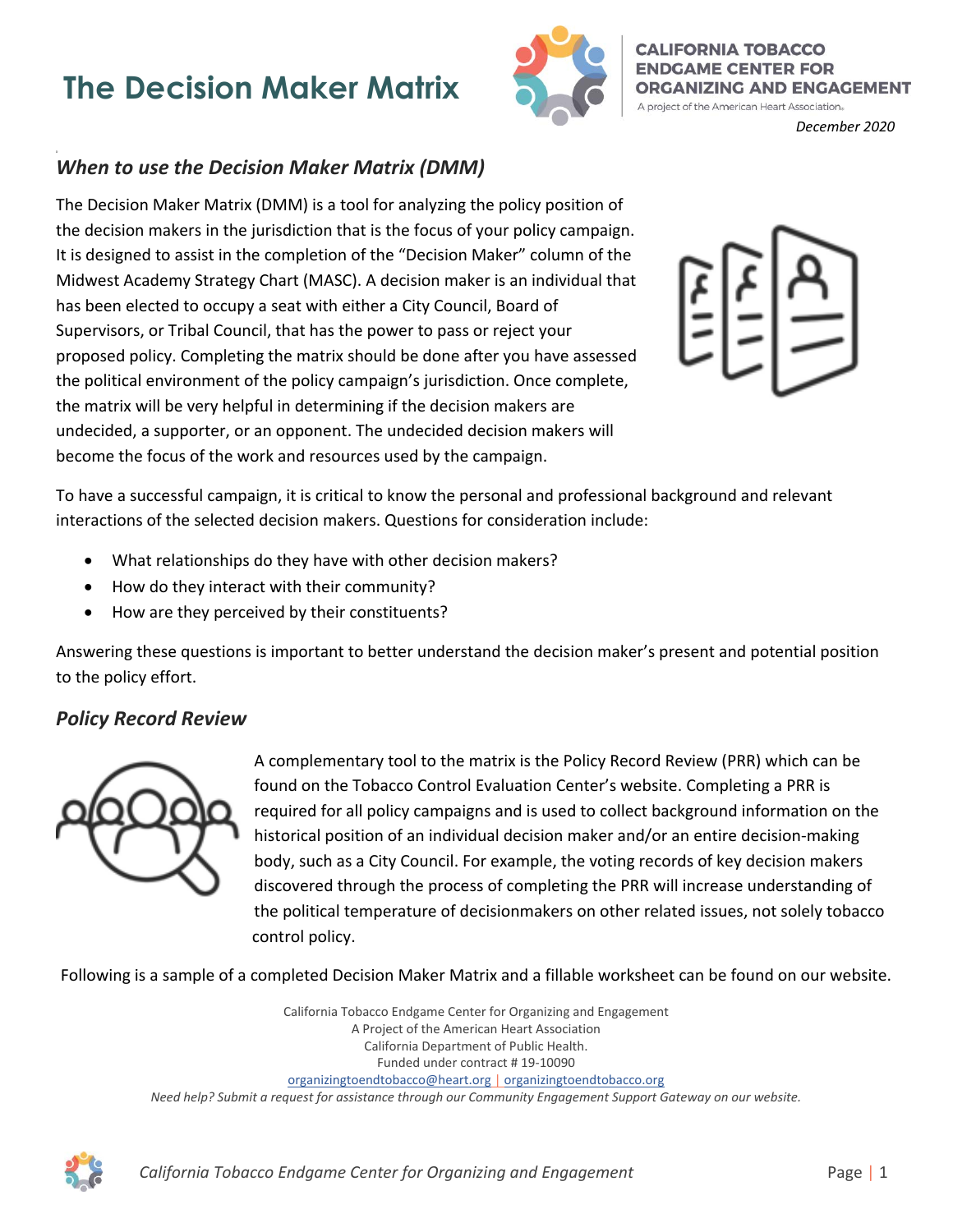# The Decision Maker Matrix

**CALIFORNIA TOBACCO ENDGAME CENTER FOR ORGANIZING AND ENGAGEMENT**
A project of the American Heart Association.

*December 2020*

## *When to use the Decision Maker Matrix (DMM)*

The Decision Maker Matrix (DMM) is a tool for analyzing the policy position of the decision makers in the jurisdiction that is the focus of your policy campaign. It is designed to assist in the completion of the "Decision Maker" column of the Midwest Academy Strategy Chart (MASC). A decision maker is an individual that has been elected to occupy a seat with either a City Council, Board of Supervisors, or Tribal Council, that has the power to pass or reject your proposed policy. Completing the matrix should be done after you have assessed the political environment of the policy campaign's jurisdiction. Once complete, the matrix will be very helpful in determining if the decision makers are undecided, a supporter, or an opponent. The undecided decision makers will become the focus of the work and resources used by the campaign.

To have a successful campaign, it is critical to know the personal and professional background and relevant interactions of the selected decision makers. Questions for consideration include:

- What relationships do they have with other decision makers?
- How do they interact with their community?
- How are they perceived by their constituents?

Answering these questions is important to better understand the decision maker's present and potential position to the policy effort.

## *Policy Record Review*

A complementary tool to the matrix is the Policy Record Review (PRR) which can be found on the Tobacco Control Evaluation Center's website. Completing a PRR is required for all policy campaigns and is used to collect background information on the historical position of an individual decision maker and/or an entire decision-making body, such as a City Council. For example, the voting records of key decision makers discovered through the process of completing the PRR will increase understanding of the political temperature of decisionmakers on other related issues, not solely tobacco control policy.

Following is a sample of a completed Decision Maker Matrix and a fillable worksheet can be found on our website.

California Tobacco Endgame Center for Organizing and Engagement
A Project of the American Heart Association
California Department of Public Health.
Funded under contract # 19-10090
organizingtoendtobacco@heart.org | organizingtoendtobacco.org
*Need help? Submit a request for assistance through our Community Engagement Support Gateway on our website.*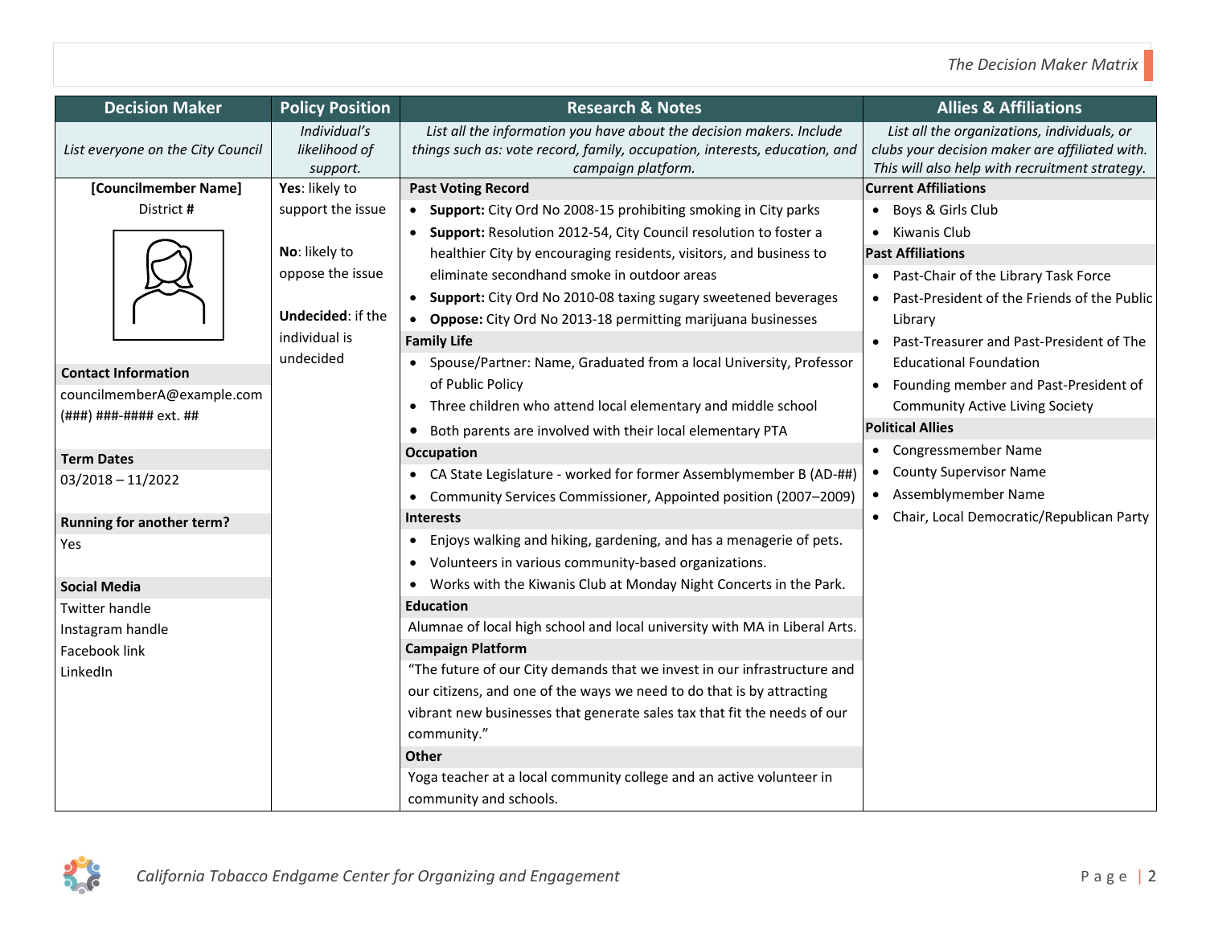| Decision Maker | Policy Position | Research & Notes | Allies & Affiliations |
|---|---|---|---|
| *List everyone on the City Council* | *Individual's likelihood of support.* | *List all the information you have about the decision makers. Include things such as: vote record, family, occupation, interests, education, and campaign platform.* | *List all the organizations, individuals, or clubs your decision maker are affiliated with. This will also help with recruitment strategy.* |
| **[Councilmember Name]**<br>District **#**<br><br>**Contact Information**<br>councilmemberA@example.com<br>(###) ###-#### ext. ##<br><br>**Term Dates**<br>03/2018 – 11/2022<br><br>**Running for another term?**<br>Yes<br><br>**Social Media**<br>Twitter handle<br>Instagram handle<br>Facebook link<br>LinkedIn | **Yes**: likely to support the issue<br><br>**No**: likely to oppose the issue<br><br>**Undecided**: if the individual is undecided | **Past Voting Record**<br>• **Support:** City Ord No 2008-15 prohibiting smoking in City parks<br>• **Support:** Resolution 2012-54, City Council resolution to foster a healthier City by encouraging residents, visitors, and business to eliminate secondhand smoke in outdoor areas<br>• **Support:** City Ord No 2010-08 taxing sugary sweetened beverages<br>• **Oppose:** City Ord No 2013-18 permitting marijuana businesses<br>**Family Life**<br>• Spouse/Partner: Name, Graduated from a local University, Professor of Public Policy<br>• Three children who attend local elementary and middle school<br>• Both parents are involved with their local elementary PTA<br>**Occupation**<br>• CA State Legislature - worked for former Assemblymember B (AD-##)<br>• Community Services Commissioner, Appointed position (2007–2009)<br>**Interests**<br>• Enjoys walking and hiking, gardening, and has a menagerie of pets.<br>• Volunteers in various community-based organizations.<br>• Works with the Kiwanis Club at Monday Night Concerts in the Park.<br>**Education**<br>Alumnae of local high school and local university with MA in Liberal Arts.<br>**Campaign Platform**<br>"The future of our City demands that we invest in our infrastructure and our citizens, and one of the ways we need to do that is by attracting vibrant new businesses that generate sales tax that fit the needs of our community."<br>**Other**<br>Yoga teacher at a local community college and an active volunteer in community and schools. | **Current Affiliations**<br>• Boys & Girls Club<br>• Kiwanis Club<br>**Past Affiliations**<br>• Past-Chair of the Library Task Force<br>• Past-President of the Friends of the Public Library<br>• Past-Treasurer and Past-President of The Educational Foundation<br>• Founding member and Past-President of Community Active Living Society<br>**Political Allies**<br>• Congressmember Name<br>• County Supervisor Name<br>• Assemblymember Name<br>• Chair, Local Democratic/Republican Party |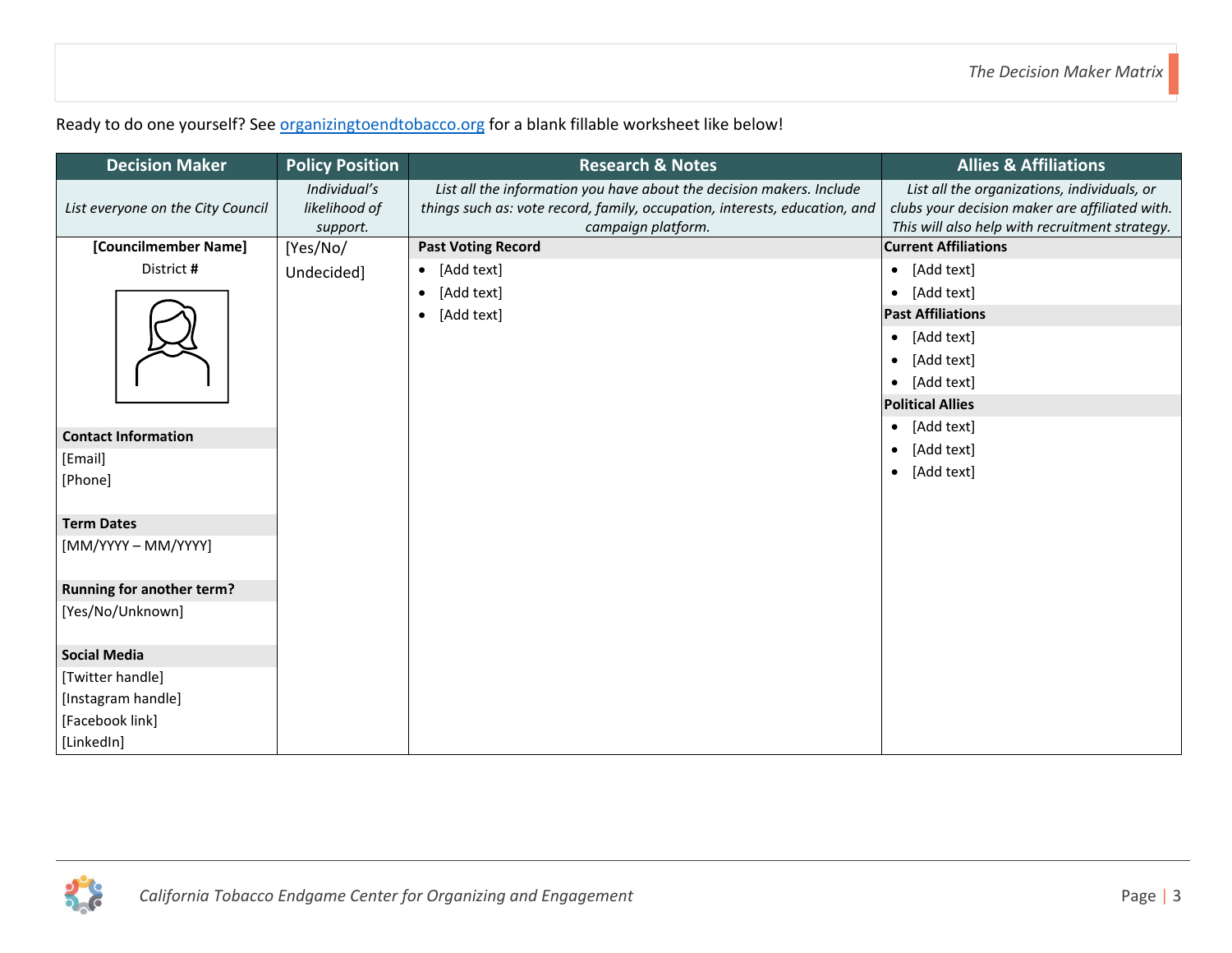Ready to do one yourself? See organizingtoendtobacco.org for a blank fillable worksheet like below!

| Decision Maker | Policy Position | Research & Notes | Allies & Affiliations |
|---|---|---|---|
| *List everyone on the City Council* | *Individual's likelihood of support.* | *List all the information you have about the decision makers. Include things such as: vote record, family, occupation, interests, education, and campaign platform.* | *List all the organizations, individuals, or clubs your decision maker are affiliated with. This will also help with recruitment strategy.* |
| **[Councilmember Name]**<br>District **#**<br><br>**Contact Information**<br>[Email]<br>[Phone]<br><br>**Term Dates**<br>[MM/YYYY – MM/YYYY]<br><br>**Running for another term?**<br>[Yes/No/Unknown]<br><br>**Social Media**<br>[Twitter handle]<br>[Instagram handle]<br>[Facebook link]<br>[LinkedIn] | [Yes/No/ Undecided] | **Past Voting Record**<br>• [Add text]<br>• [Add text]<br>• [Add text] | **Current Affiliations**<br>• [Add text]<br>• [Add text]<br>**Past Affiliations**<br>• [Add text]<br>• [Add text]<br>• [Add text]<br>**Political Allies**<br>• [Add text]<br>• [Add text]<br>• [Add text] |